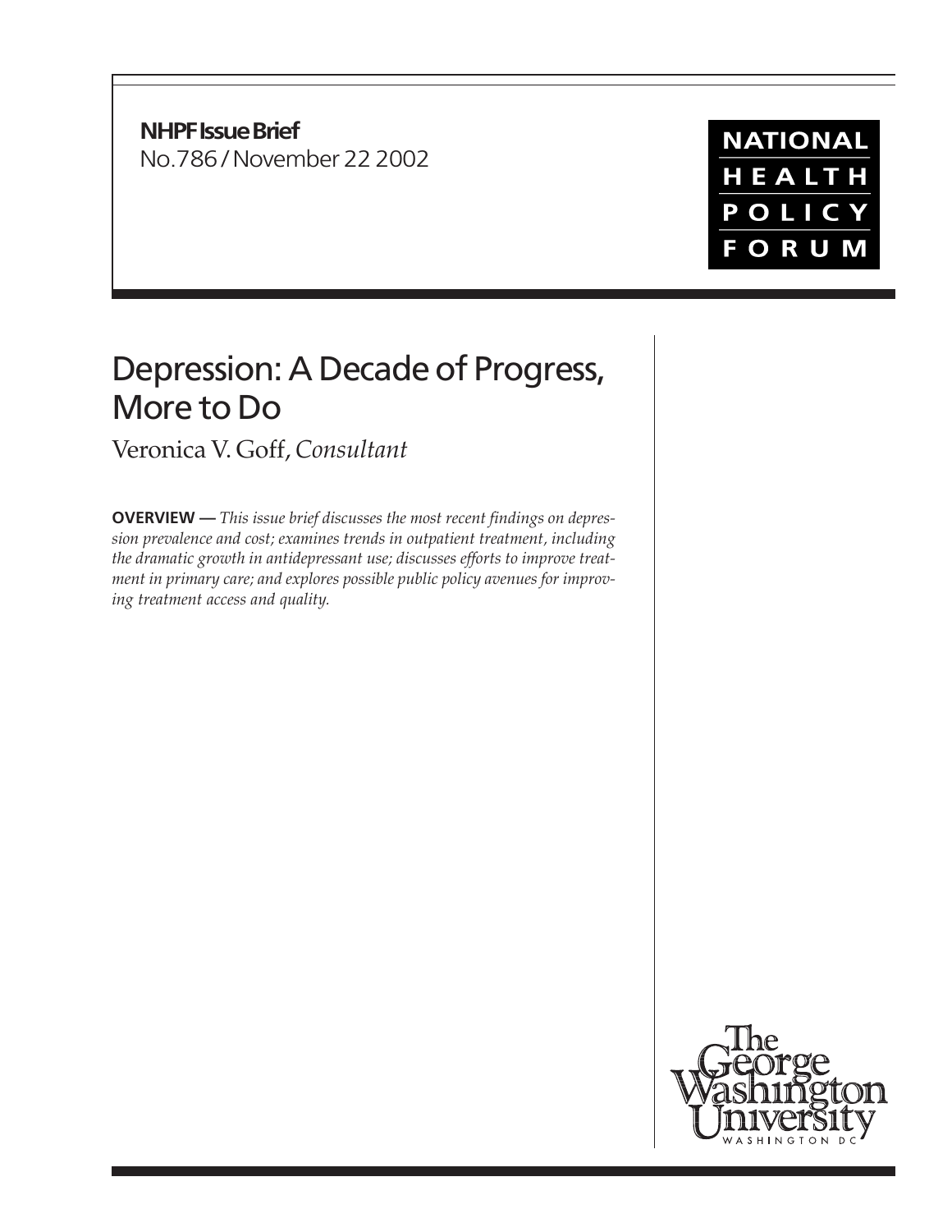**NHPF Issue Brief**
No.786 / November 22 2002

NATIONAL HEALTH POLICY FORUM

# Depression: A Decade of Progress, More to Do

Veronica V. Goff, *Consultant*

**OVERVIEW —** *This issue brief discusses the most recent findings on depression prevalence and cost; examines trends in outpatient treatment, including the dramatic growth in antidepressant use; discusses efforts to improve treatment in primary care; and explores possible public policy avenues for improving treatment access and quality.*

The George Washington University
WASHINGTON DC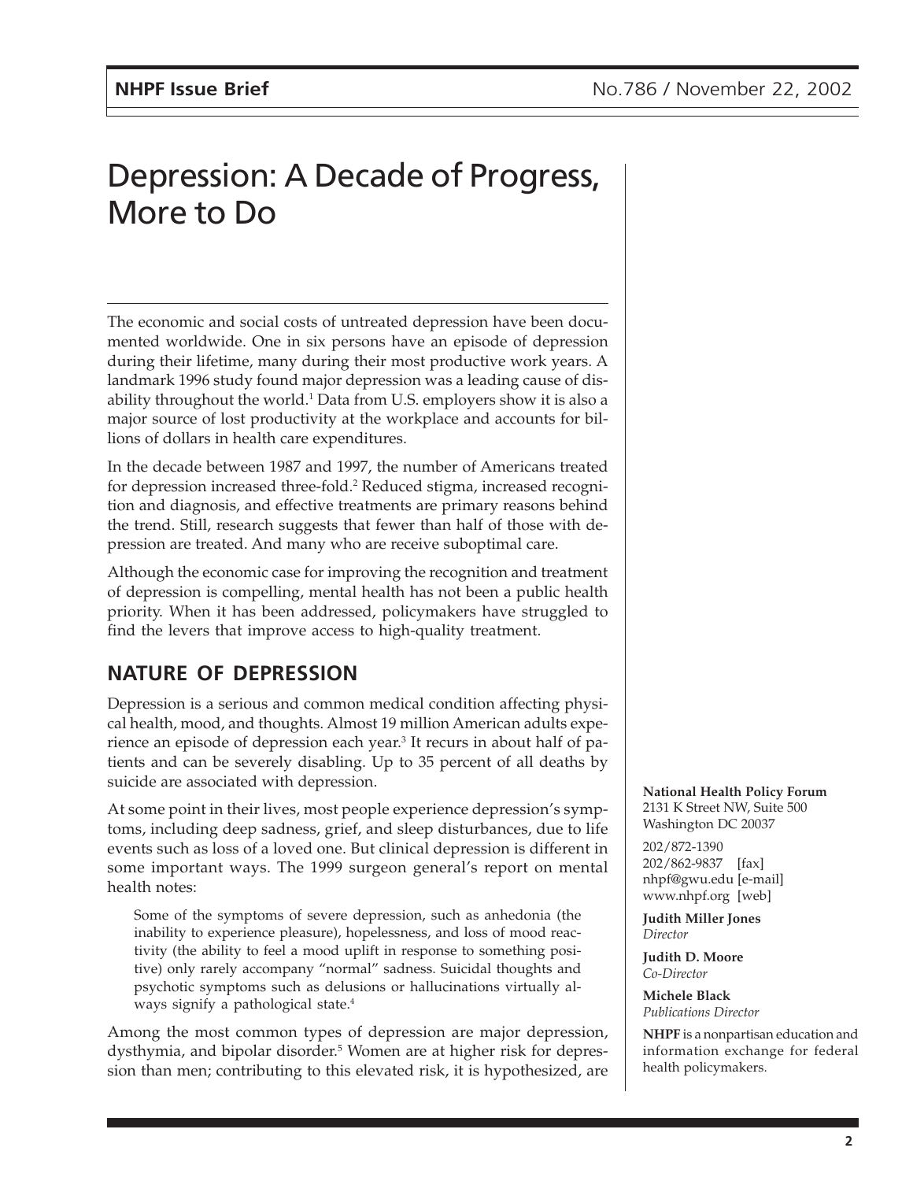# Depression: A Decade of Progress, More to Do

The economic and social costs of untreated depression have been documented worldwide. One in six persons have an episode of depression during their lifetime, many during their most productive work years. A landmark 1996 study found major depression was a leading cause of disability throughout the world.[1] Data from U.S. employers show it is also a major source of lost productivity at the workplace and accounts for billions of dollars in health care expenditures.

In the decade between 1987 and 1997, the number of Americans treated for depression increased three-fold.[2] Reduced stigma, increased recognition and diagnosis, and effective treatments are primary reasons behind the trend. Still, research suggests that fewer than half of those with depression are treated. And many who are receive suboptimal care.

Although the economic case for improving the recognition and treatment of depression is compelling, mental health has not been a public health priority. When it has been addressed, policymakers have struggled to find the levers that improve access to high-quality treatment.

## NATURE OF DEPRESSION

Depression is a serious and common medical condition affecting physical health, mood, and thoughts. Almost 19 million American adults experience an episode of depression each year.[3] It recurs in about half of patients and can be severely disabling. Up to 35 percent of all deaths by suicide are associated with depression.

At some point in their lives, most people experience depression's symptoms, including deep sadness, grief, and sleep disturbances, due to life events such as loss of a loved one. But clinical depression is different in some important ways. The 1999 surgeon general's report on mental health notes:

> Some of the symptoms of severe depression, such as anhedonia (the inability to experience pleasure), hopelessness, and loss of mood reactivity (the ability to feel a mood uplift in response to something positive) only rarely accompany "normal" sadness. Suicidal thoughts and psychotic symptoms such as delusions or hallucinations virtually always signify a pathological state.[4]

Among the most common types of depression are major depression, dysthymia, and bipolar disorder.[5] Women are at higher risk for depression than men; contributing to this elevated risk, it is hypothesized, are

**National Health Policy Forum**
2131 K Street NW, Suite 500
Washington DC 20037

202/872-1390
202/862-9837 [fax]
nhpf@gwu.edu [e-mail]
www.nhpf.org [web]

**Judith Miller Jones**
*Director*

**Judith D. Moore**
*Co-Director*

**Michele Black**
*Publications Director*

**NHPF** is a nonpartisan education and information exchange for federal health policymakers.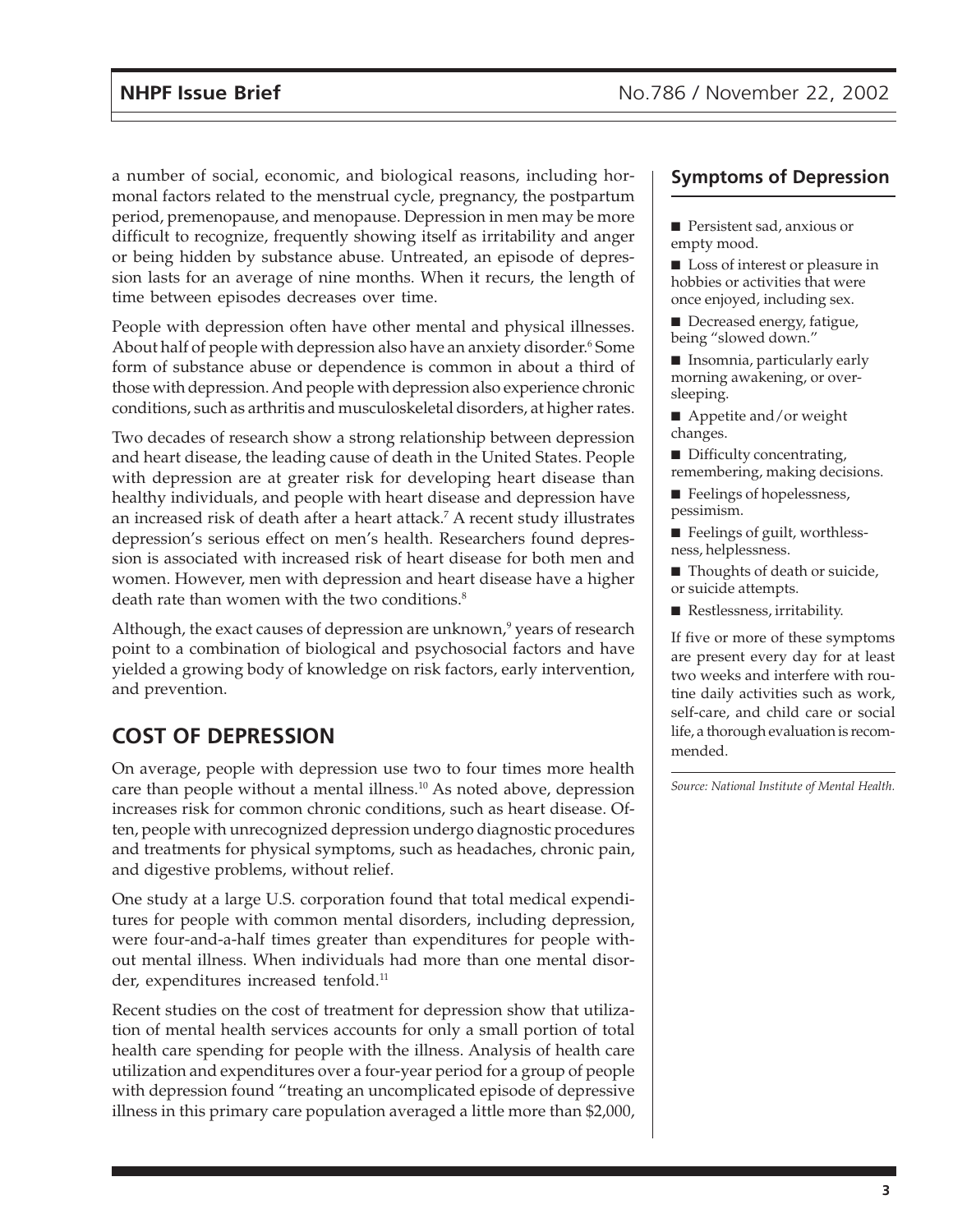a number of social, economic, and biological reasons, including hormonal factors related to the menstrual cycle, pregnancy, the postpartum period, premenopause, and menopause. Depression in men may be more difficult to recognize, frequently showing itself as irritability and anger or being hidden by substance abuse. Untreated, an episode of depression lasts for an average of nine months. When it recurs, the length of time between episodes decreases over time.

People with depression often have other mental and physical illnesses. About half of people with depression also have an anxiety disorder.[6] Some form of substance abuse or dependence is common in about a third of those with depression. And people with depression also experience chronic conditions, such as arthritis and musculoskeletal disorders, at higher rates.

Two decades of research show a strong relationship between depression and heart disease, the leading cause of death in the United States. People with depression are at greater risk for developing heart disease than healthy individuals, and people with heart disease and depression have an increased risk of death after a heart attack.[7] A recent study illustrates depression's serious effect on men's health. Researchers found depression is associated with increased risk of heart disease for both men and women. However, men with depression and heart disease have a higher death rate than women with the two conditions.[8]

Although, the exact causes of depression are unknown,[9] years of research point to a combination of biological and psychosocial factors and have yielded a growing body of knowledge on risk factors, early intervention, and prevention.

## COST OF DEPRESSION

On average, people with depression use two to four times more health care than people without a mental illness.[10] As noted above, depression increases risk for common chronic conditions, such as heart disease. Often, people with unrecognized depression undergo diagnostic procedures and treatments for physical symptoms, such as headaches, chronic pain, and digestive problems, without relief.

One study at a large U.S. corporation found that total medical expenditures for people with common mental disorders, including depression, were four-and-a-half times greater than expenditures for people without mental illness. When individuals had more than one mental disorder, expenditures increased tenfold.[11]

Recent studies on the cost of treatment for depression show that utilization of mental health services accounts for only a small portion of total health care spending for people with the illness. Analysis of health care utilization and expenditures over a four-year period for a group of people with depression found "treating an uncomplicated episode of depressive illness in this primary care population averaged a little more than $2,000,

### Symptoms of Depression

- Persistent sad, anxious or empty mood.
- Loss of interest or pleasure in hobbies or activities that were once enjoyed, including sex.
- Decreased energy, fatigue, being "slowed down."
- Insomnia, particularly early morning awakening, or oversleeping.
- Appetite and/or weight changes.
- Difficulty concentrating, remembering, making decisions.
- Feelings of hopelessness, pessimism.
- Feelings of guilt, worthlessness, helplessness.
- Thoughts of death or suicide, or suicide attempts.
- Restlessness, irritability.

If five or more of these symptoms are present every day for at least two weeks and interfere with routine daily activities such as work, self-care, and child care or social life, a thorough evaluation is recommended.

*Source: National Institute of Mental Health.*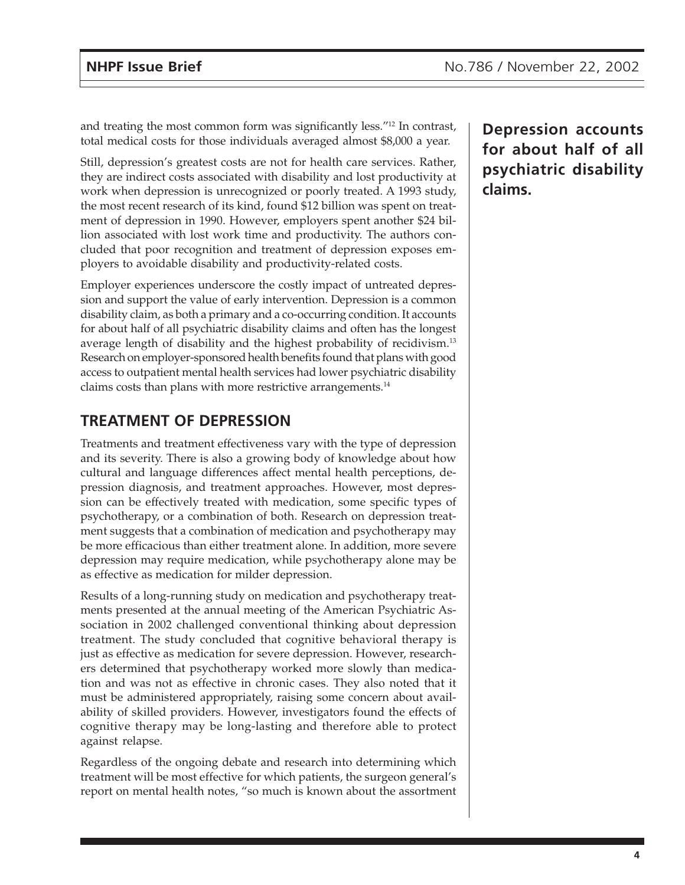and treating the most common form was significantly less."[12] In contrast, total medical costs for those individuals averaged almost $8,000 a year.

Still, depression's greatest costs are not for health care services. Rather, they are indirect costs associated with disability and lost productivity at work when depression is unrecognized or poorly treated. A 1993 study, the most recent research of its kind, found $12 billion was spent on treatment of depression in 1990. However, employers spent another $24 billion associated with lost work time and productivity. The authors concluded that poor recognition and treatment of depression exposes employers to avoidable disability and productivity-related costs.

Employer experiences underscore the costly impact of untreated depression and support the value of early intervention. Depression is a common disability claim, as both a primary and a co-occurring condition. It accounts for about half of all psychiatric disability claims and often has the longest average length of disability and the highest probability of recidivism.[13] Research on employer-sponsored health benefits found that plans with good access to outpatient mental health services had lower psychiatric disability claims costs than plans with more restrictive arrangements.[14]

**Depression accounts for about half of all psychiatric disability claims.**

## TREATMENT OF DEPRESSION

Treatments and treatment effectiveness vary with the type of depression and its severity. There is also a growing body of knowledge about how cultural and language differences affect mental health perceptions, depression diagnosis, and treatment approaches. However, most depression can be effectively treated with medication, some specific types of psychotherapy, or a combination of both. Research on depression treatment suggests that a combination of medication and psychotherapy may be more efficacious than either treatment alone. In addition, more severe depression may require medication, while psychotherapy alone may be as effective as medication for milder depression.

Results of a long-running study on medication and psychotherapy treatments presented at the annual meeting of the American Psychiatric Association in 2002 challenged conventional thinking about depression treatment. The study concluded that cognitive behavioral therapy is just as effective as medication for severe depression. However, researchers determined that psychotherapy worked more slowly than medication and was not as effective in chronic cases. They also noted that it must be administered appropriately, raising some concern about availability of skilled providers. However, investigators found the effects of cognitive therapy may be long-lasting and therefore able to protect against relapse.

Regardless of the ongoing debate and research into determining which treatment will be most effective for which patients, the surgeon general's report on mental health notes, "so much is known about the assortment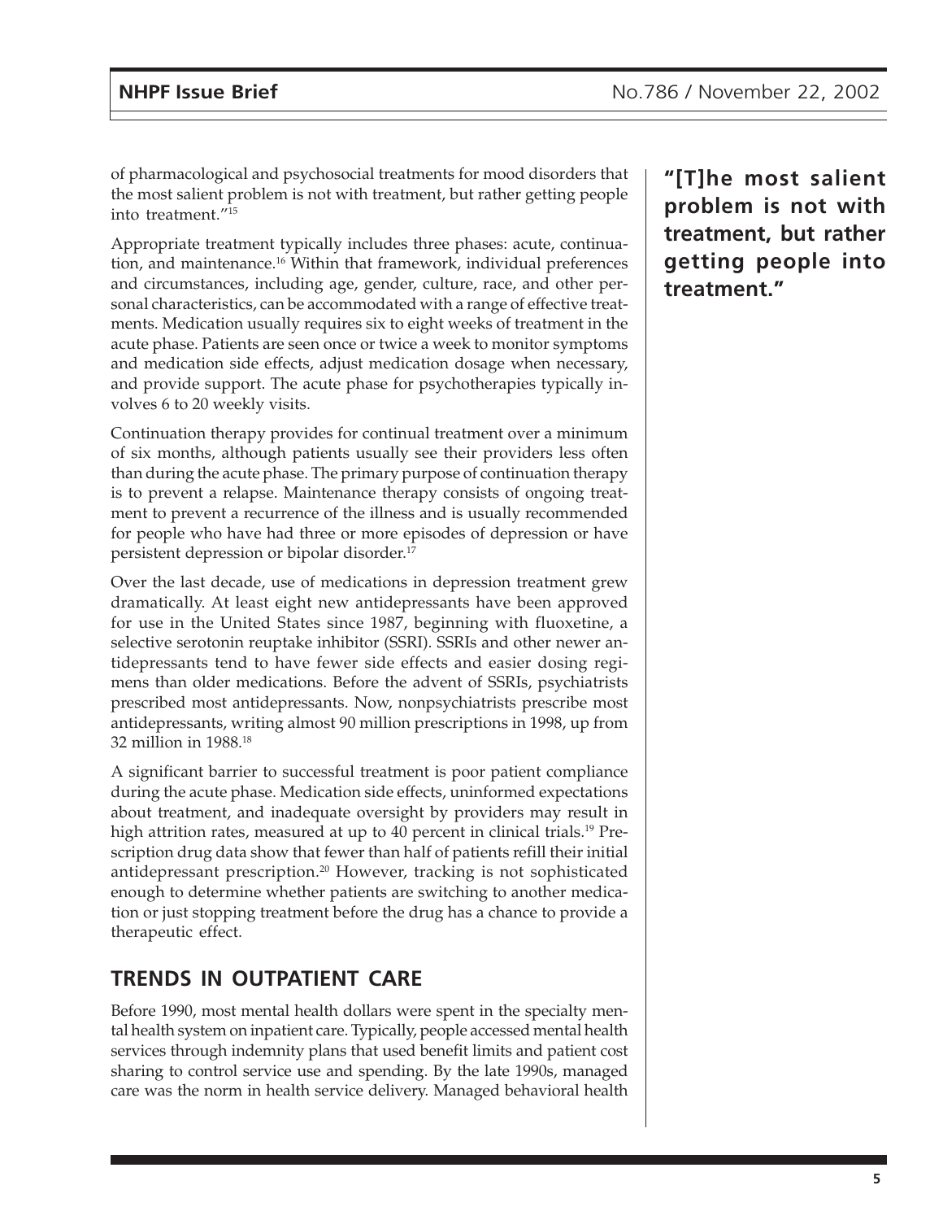of pharmacological and psychosocial treatments for mood disorders that the most salient problem is not with treatment, but rather getting people into treatment."[15]

**"[T]he most salient problem is not with treatment, but rather getting people into treatment."**

Appropriate treatment typically includes three phases: acute, continuation, and maintenance.[16] Within that framework, individual preferences and circumstances, including age, gender, culture, race, and other personal characteristics, can be accommodated with a range of effective treatments. Medication usually requires six to eight weeks of treatment in the acute phase. Patients are seen once or twice a week to monitor symptoms and medication side effects, adjust medication dosage when necessary, and provide support. The acute phase for psychotherapies typically involves 6 to 20 weekly visits.

Continuation therapy provides for continual treatment over a minimum of six months, although patients usually see their providers less often than during the acute phase. The primary purpose of continuation therapy is to prevent a relapse. Maintenance therapy consists of ongoing treatment to prevent a recurrence of the illness and is usually recommended for people who have had three or more episodes of depression or have persistent depression or bipolar disorder.[17]

Over the last decade, use of medications in depression treatment grew dramatically. At least eight new antidepressants have been approved for use in the United States since 1987, beginning with fluoxetine, a selective serotonin reuptake inhibitor (SSRI). SSRIs and other newer antidepressants tend to have fewer side effects and easier dosing regimens than older medications. Before the advent of SSRIs, psychiatrists prescribed most antidepressants. Now, nonpsychiatrists prescribe most antidepressants, writing almost 90 million prescriptions in 1998, up from 32 million in 1988.[18]

A significant barrier to successful treatment is poor patient compliance during the acute phase. Medication side effects, uninformed expectations about treatment, and inadequate oversight by providers may result in high attrition rates, measured at up to 40 percent in clinical trials.[19] Prescription drug data show that fewer than half of patients refill their initial antidepressant prescription.[20] However, tracking is not sophisticated enough to determine whether patients are switching to another medication or just stopping treatment before the drug has a chance to provide a therapeutic effect.

## TRENDS IN OUTPATIENT CARE

Before 1990, most mental health dollars were spent in the specialty mental health system on inpatient care. Typically, people accessed mental health services through indemnity plans that used benefit limits and patient cost sharing to control service use and spending. By the late 1990s, managed care was the norm in health service delivery. Managed behavioral health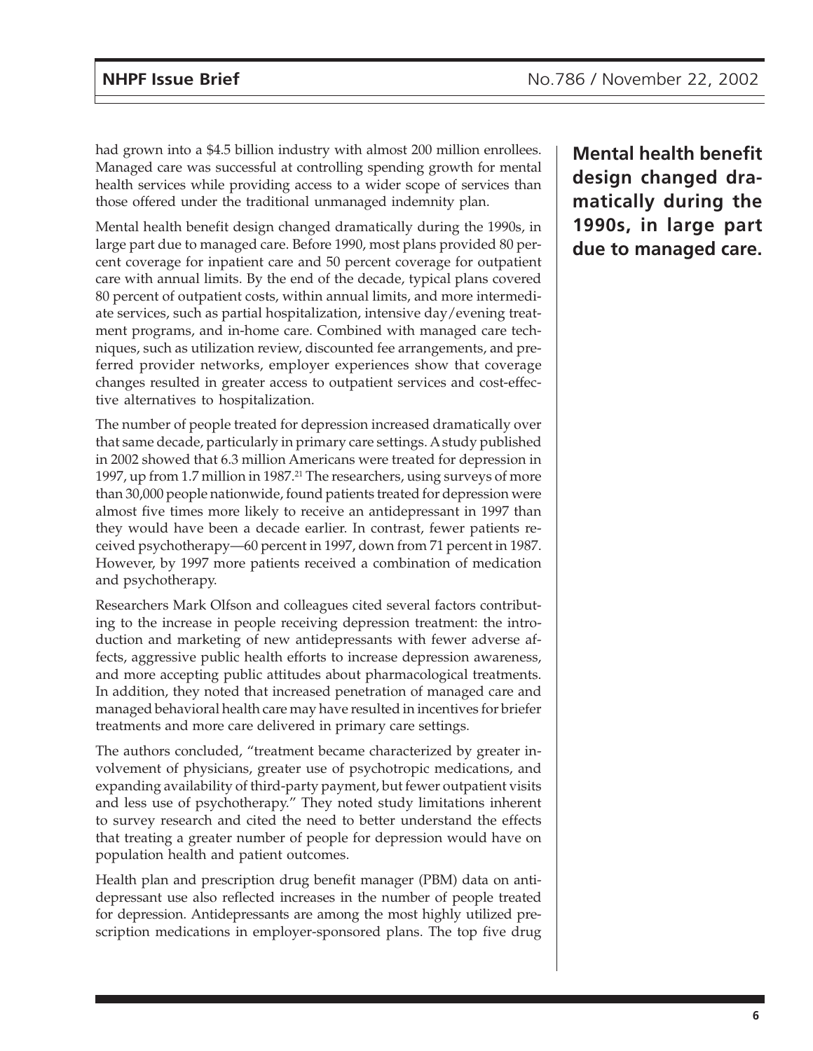had grown into a $4.5 billion industry with almost 200 million enrollees. Managed care was successful at controlling spending growth for mental health services while providing access to a wider scope of services than those offered under the traditional unmanaged indemnity plan.

Mental health benefit design changed dramatically during the 1990s, in large part due to managed care. Before 1990, most plans provided 80 percent coverage for inpatient care and 50 percent coverage for outpatient care with annual limits. By the end of the decade, typical plans covered 80 percent of outpatient costs, within annual limits, and more intermediate services, such as partial hospitalization, intensive day/evening treatment programs, and in-home care. Combined with managed care techniques, such as utilization review, discounted fee arrangements, and preferred provider networks, employer experiences show that coverage changes resulted in greater access to outpatient services and cost-effective alternatives to hospitalization.

**Mental health benefit design changed dramatically during the 1990s, in large part due to managed care.**

The number of people treated for depression increased dramatically over that same decade, particularly in primary care settings. A study published in 2002 showed that 6.3 million Americans were treated for depression in 1997, up from 1.7 million in 1987.[21] The researchers, using surveys of more than 30,000 people nationwide, found patients treated for depression were almost five times more likely to receive an antidepressant in 1997 than they would have been a decade earlier. In contrast, fewer patients received psychotherapy—60 percent in 1997, down from 71 percent in 1987. However, by 1997 more patients received a combination of medication and psychotherapy.

Researchers Mark Olfson and colleagues cited several factors contributing to the increase in people receiving depression treatment: the introduction and marketing of new antidepressants with fewer adverse affects, aggressive public health efforts to increase depression awareness, and more accepting public attitudes about pharmacological treatments. In addition, they noted that increased penetration of managed care and managed behavioral health care may have resulted in incentives for briefer treatments and more care delivered in primary care settings.

The authors concluded, "treatment became characterized by greater involvement of physicians, greater use of psychotropic medications, and expanding availability of third-party payment, but fewer outpatient visits and less use of psychotherapy." They noted study limitations inherent to survey research and cited the need to better understand the effects that treating a greater number of people for depression would have on population health and patient outcomes.

Health plan and prescription drug benefit manager (PBM) data on antidepressant use also reflected increases in the number of people treated for depression. Antidepressants are among the most highly utilized prescription medications in employer-sponsored plans. The top five drug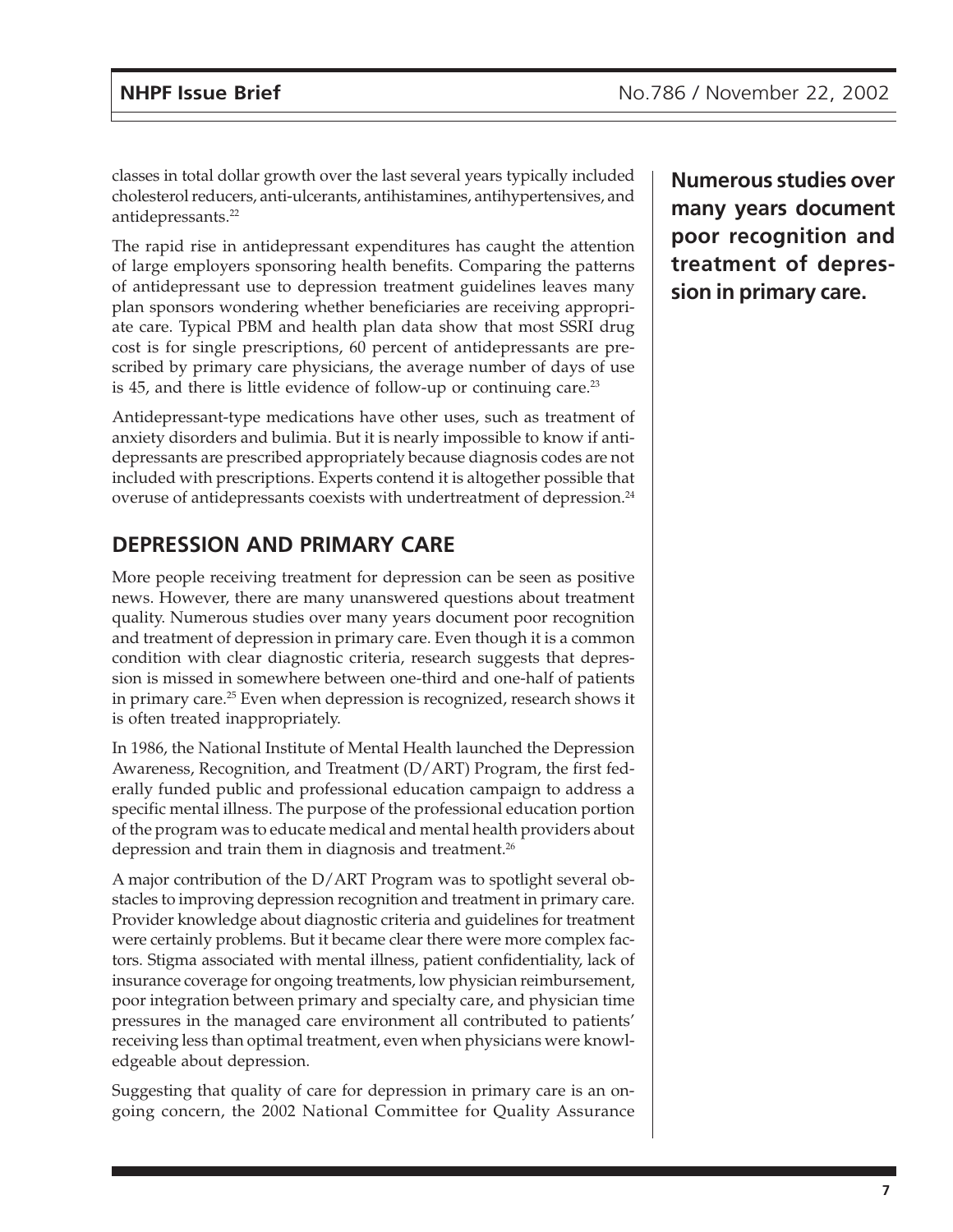classes in total dollar growth over the last several years typically included cholesterol reducers, anti-ulcerants, antihistamines, antihypertensives, and antidepressants.[22]

**Numerous studies over many years document poor recognition and treatment of depression in primary care.**

The rapid rise in antidepressant expenditures has caught the attention of large employers sponsoring health benefits. Comparing the patterns of antidepressant use to depression treatment guidelines leaves many plan sponsors wondering whether beneficiaries are receiving appropriate care. Typical PBM and health plan data show that most SSRI drug cost is for single prescriptions, 60 percent of antidepressants are prescribed by primary care physicians, the average number of days of use is 45, and there is little evidence of follow-up or continuing care.[23]

Antidepressant-type medications have other uses, such as treatment of anxiety disorders and bulimia. But it is nearly impossible to know if antidepressants are prescribed appropriately because diagnosis codes are not included with prescriptions. Experts contend it is altogether possible that overuse of antidepressants coexists with undertreatment of depression.[24]

## DEPRESSION AND PRIMARY CARE

More people receiving treatment for depression can be seen as positive news. However, there are many unanswered questions about treatment quality. Numerous studies over many years document poor recognition and treatment of depression in primary care. Even though it is a common condition with clear diagnostic criteria, research suggests that depression is missed in somewhere between one-third and one-half of patients in primary care.[25] Even when depression is recognized, research shows it is often treated inappropriately.

In 1986, the National Institute of Mental Health launched the Depression Awareness, Recognition, and Treatment (D/ART) Program, the first federally funded public and professional education campaign to address a specific mental illness. The purpose of the professional education portion of the program was to educate medical and mental health providers about depression and train them in diagnosis and treatment.[26]

A major contribution of the D/ART Program was to spotlight several obstacles to improving depression recognition and treatment in primary care. Provider knowledge about diagnostic criteria and guidelines for treatment were certainly problems. But it became clear there were more complex factors. Stigma associated with mental illness, patient confidentiality, lack of insurance coverage for ongoing treatments, low physician reimbursement, poor integration between primary and specialty care, and physician time pressures in the managed care environment all contributed to patients' receiving less than optimal treatment, even when physicians were knowledgeable about depression.

Suggesting that quality of care for depression in primary care is an ongoing concern, the 2002 National Committee for Quality Assurance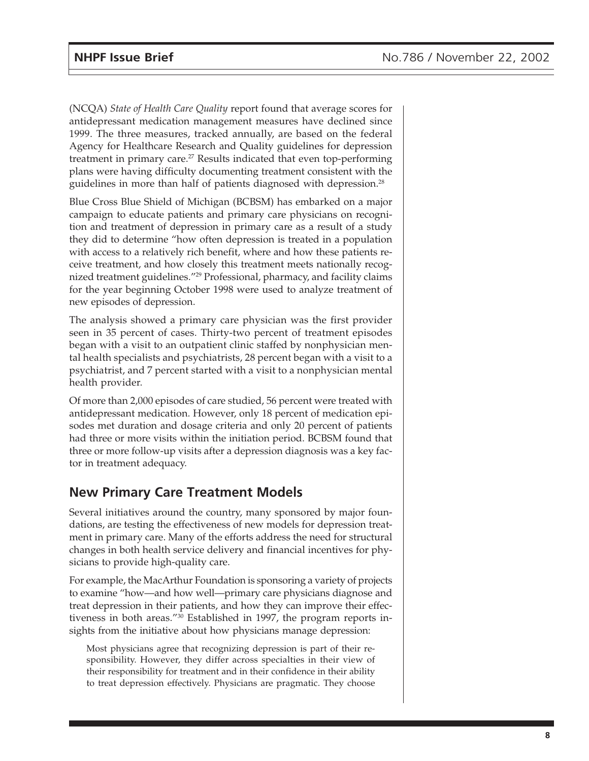(NCQA) *State of Health Care Quality* report found that average scores for antidepressant medication management measures have declined since 1999. The three measures, tracked annually, are based on the federal Agency for Healthcare Research and Quality guidelines for depression treatment in primary care.[27] Results indicated that even top-performing plans were having difficulty documenting treatment consistent with the guidelines in more than half of patients diagnosed with depression.[28]

Blue Cross Blue Shield of Michigan (BCBSM) has embarked on a major campaign to educate patients and primary care physicians on recognition and treatment of depression in primary care as a result of a study they did to determine "how often depression is treated in a population with access to a relatively rich benefit, where and how these patients receive treatment, and how closely this treatment meets nationally recognized treatment guidelines."[29] Professional, pharmacy, and facility claims for the year beginning October 1998 were used to analyze treatment of new episodes of depression.

The analysis showed a primary care physician was the first provider seen in 35 percent of cases. Thirty-two percent of treatment episodes began with a visit to an outpatient clinic staffed by nonphysician mental health specialists and psychiatrists, 28 percent began with a visit to a psychiatrist, and 7 percent started with a visit to a nonphysician mental health provider.

Of more than 2,000 episodes of care studied, 56 percent were treated with antidepressant medication. However, only 18 percent of medication episodes met duration and dosage criteria and only 20 percent of patients had three or more visits within the initiation period. BCBSM found that three or more follow-up visits after a depression diagnosis was a key factor in treatment adequacy.

## New Primary Care Treatment Models

Several initiatives around the country, many sponsored by major foundations, are testing the effectiveness of new models for depression treatment in primary care. Many of the efforts address the need for structural changes in both health service delivery and financial incentives for physicians to provide high-quality care.

For example, the MacArthur Foundation is sponsoring a variety of projects to examine "how—and how well—primary care physicians diagnose and treat depression in their patients, and how they can improve their effectiveness in both areas."[30] Established in 1997, the program reports insights from the initiative about how physicians manage depression:

> Most physicians agree that recognizing depression is part of their responsibility. However, they differ across specialties in their view of their responsibility for treatment and in their confidence in their ability to treat depression effectively. Physicians are pragmatic. They choose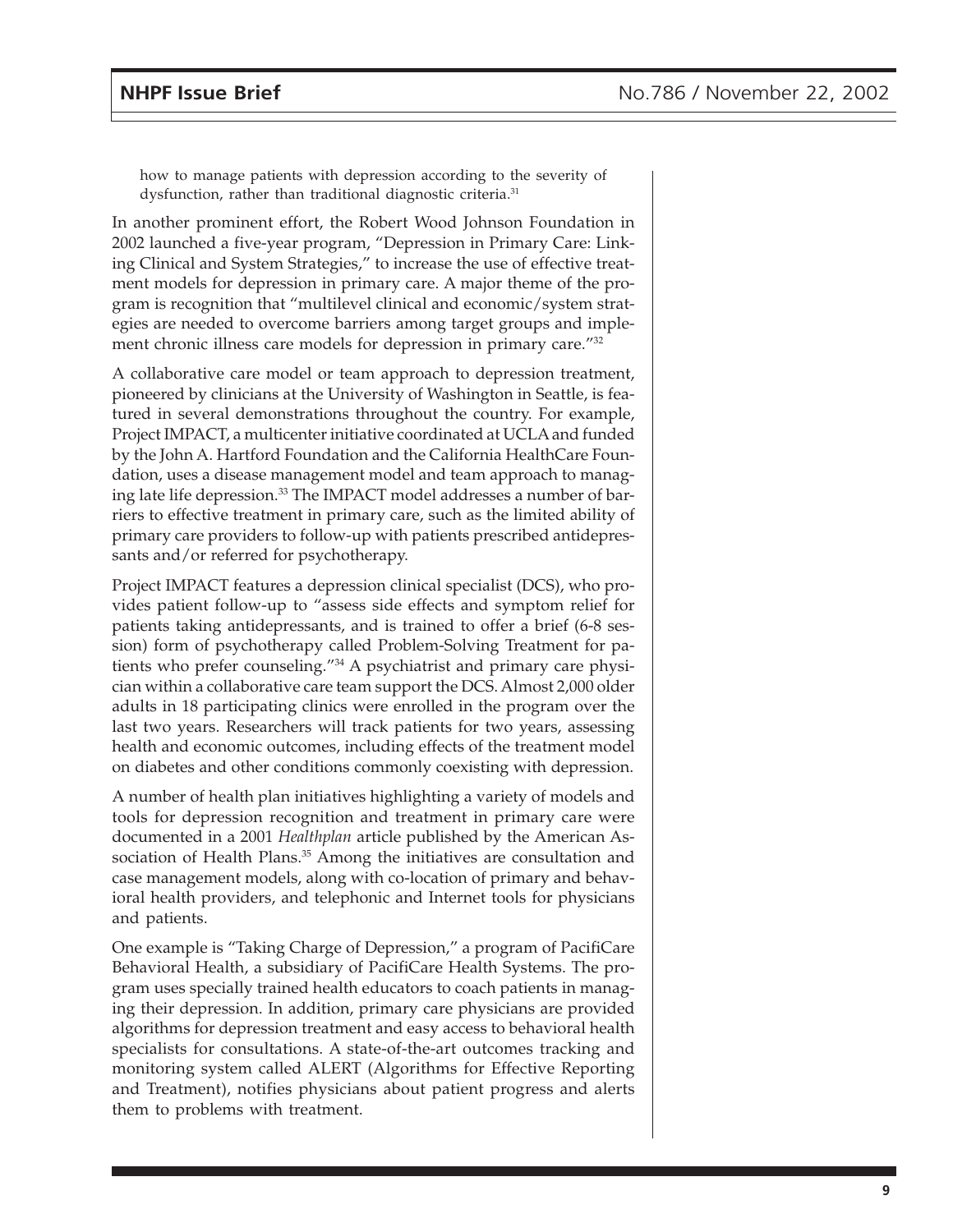how to manage patients with depression according to the severity of dysfunction, rather than traditional diagnostic criteria.[31]

In another prominent effort, the Robert Wood Johnson Foundation in 2002 launched a five-year program, "Depression in Primary Care: Linking Clinical and System Strategies," to increase the use of effective treatment models for depression in primary care. A major theme of the program is recognition that "multilevel clinical and economic/system strategies are needed to overcome barriers among target groups and implement chronic illness care models for depression in primary care."[32]

A collaborative care model or team approach to depression treatment, pioneered by clinicians at the University of Washington in Seattle, is featured in several demonstrations throughout the country. For example, Project IMPACT, a multicenter initiative coordinated at UCLA and funded by the John A. Hartford Foundation and the California HealthCare Foundation, uses a disease management model and team approach to managing late life depression.[33] The IMPACT model addresses a number of barriers to effective treatment in primary care, such as the limited ability of primary care providers to follow-up with patients prescribed antidepressants and/or referred for psychotherapy.

Project IMPACT features a depression clinical specialist (DCS), who provides patient follow-up to "assess side effects and symptom relief for patients taking antidepressants, and is trained to offer a brief (6-8 session) form of psychotherapy called Problem-Solving Treatment for patients who prefer counseling."[34] A psychiatrist and primary care physician within a collaborative care team support the DCS. Almost 2,000 older adults in 18 participating clinics were enrolled in the program over the last two years. Researchers will track patients for two years, assessing health and economic outcomes, including effects of the treatment model on diabetes and other conditions commonly coexisting with depression.

A number of health plan initiatives highlighting a variety of models and tools for depression recognition and treatment in primary care were documented in a 2001 *Healthplan* article published by the American Association of Health Plans.[35] Among the initiatives are consultation and case management models, along with co-location of primary and behavioral health providers, and telephonic and Internet tools for physicians and patients.

One example is "Taking Charge of Depression," a program of PacifiCare Behavioral Health, a subsidiary of PacifiCare Health Systems. The program uses specially trained health educators to coach patients in managing their depression. In addition, primary care physicians are provided algorithms for depression treatment and easy access to behavioral health specialists for consultations. A state-of-the-art outcomes tracking and monitoring system called ALERT (Algorithms for Effective Reporting and Treatment), notifies physicians about patient progress and alerts them to problems with treatment.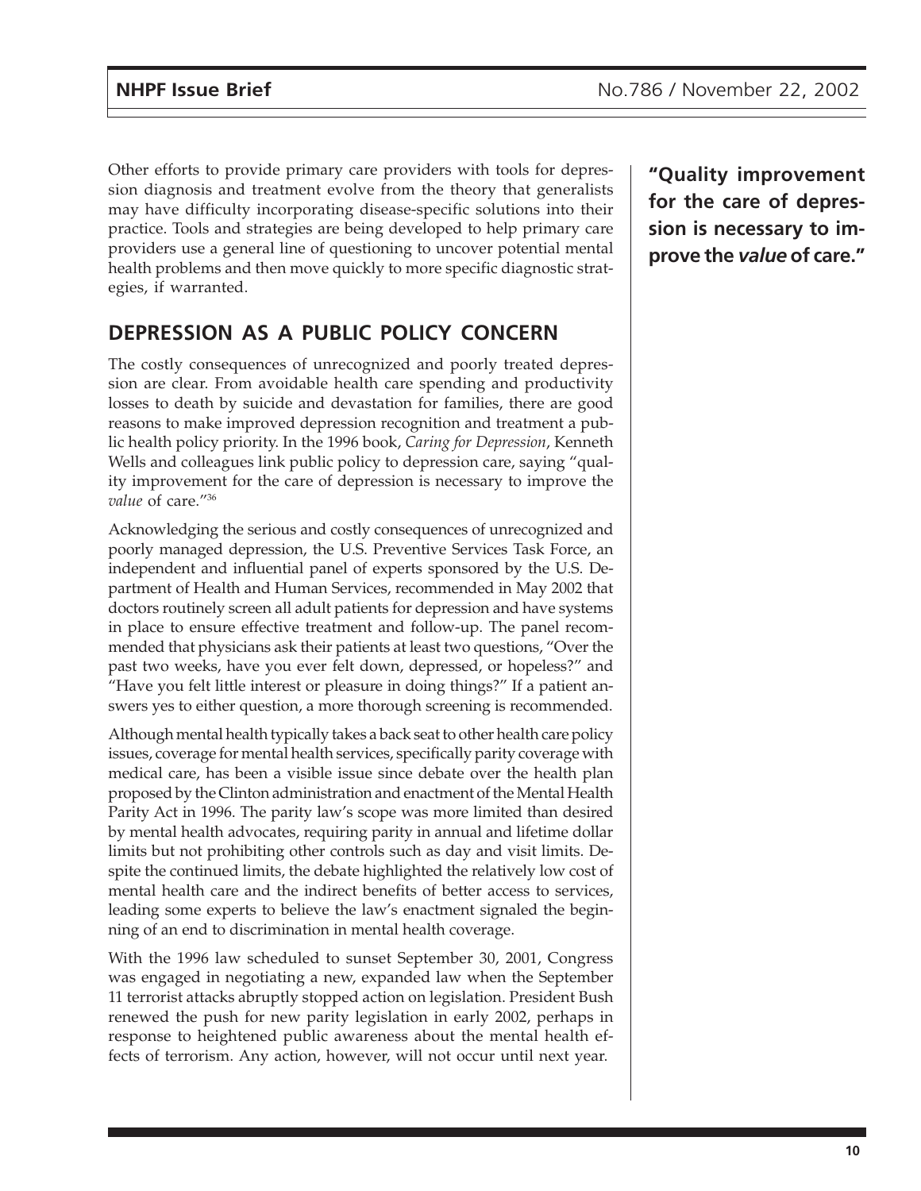Other efforts to provide primary care providers with tools for depression diagnosis and treatment evolve from the theory that generalists may have difficulty incorporating disease-specific solutions into their practice. Tools and strategies are being developed to help primary care providers use a general line of questioning to uncover potential mental health problems and then move quickly to more specific diagnostic strategies, if warranted.

## DEPRESSION AS A PUBLIC POLICY CONCERN

The costly consequences of unrecognized and poorly treated depression are clear. From avoidable health care spending and productivity losses to death by suicide and devastation for families, there are good reasons to make improved depression recognition and treatment a public health policy priority. In the 1996 book, *Caring for Depression*, Kenneth Wells and colleagues link public policy to depression care, saying "quality improvement for the care of depression is necessary to improve the *value* of care."[36]

**"Quality improvement for the care of depression is necessary to improve the *value* of care."**

Acknowledging the serious and costly consequences of unrecognized and poorly managed depression, the U.S. Preventive Services Task Force, an independent and influential panel of experts sponsored by the U.S. Department of Health and Human Services, recommended in May 2002 that doctors routinely screen all adult patients for depression and have systems in place to ensure effective treatment and follow-up. The panel recommended that physicians ask their patients at least two questions, "Over the past two weeks, have you ever felt down, depressed, or hopeless?" and "Have you felt little interest or pleasure in doing things?" If a patient answers yes to either question, a more thorough screening is recommended.

Although mental health typically takes a back seat to other health care policy issues, coverage for mental health services, specifically parity coverage with medical care, has been a visible issue since debate over the health plan proposed by the Clinton administration and enactment of the Mental Health Parity Act in 1996. The parity law's scope was more limited than desired by mental health advocates, requiring parity in annual and lifetime dollar limits but not prohibiting other controls such as day and visit limits. Despite the continued limits, the debate highlighted the relatively low cost of mental health care and the indirect benefits of better access to services, leading some experts to believe the law's enactment signaled the beginning of an end to discrimination in mental health coverage.

With the 1996 law scheduled to sunset September 30, 2001, Congress was engaged in negotiating a new, expanded law when the September 11 terrorist attacks abruptly stopped action on legislation. President Bush renewed the push for new parity legislation in early 2002, perhaps in response to heightened public awareness about the mental health effects of terrorism. Any action, however, will not occur until next year.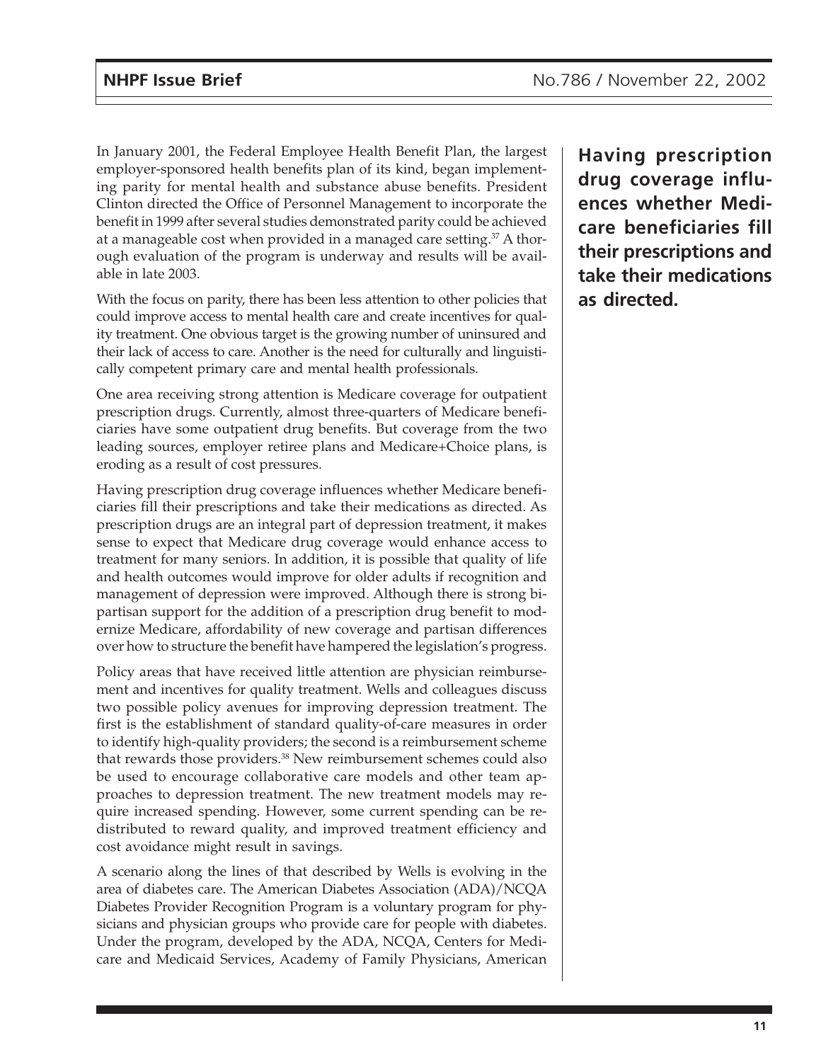In January 2001, the Federal Employee Health Benefit Plan, the largest employer-sponsored health benefits plan of its kind, began implementing parity for mental health and substance abuse benefits. President Clinton directed the Office of Personnel Management to incorporate the benefit in 1999 after several studies demonstrated parity could be achieved at a manageable cost when provided in a managed care setting.[37] A thorough evaluation of the program is underway and results will be available in late 2003.

With the focus on parity, there has been less attention to other policies that could improve access to mental health care and create incentives for quality treatment. One obvious target is the growing number of uninsured and their lack of access to care. Another is the need for culturally and linguistically competent primary care and mental health professionals.

One area receiving strong attention is Medicare coverage for outpatient prescription drugs. Currently, almost three-quarters of Medicare beneficiaries have some outpatient drug benefits. But coverage from the two leading sources, employer retiree plans and Medicare+Choice plans, is eroding as a result of cost pressures.

**Having prescription drug coverage influences whether Medicare beneficiaries fill their prescriptions and take their medications as directed.**

Having prescription drug coverage influences whether Medicare beneficiaries fill their prescriptions and take their medications as directed. As prescription drugs are an integral part of depression treatment, it makes sense to expect that Medicare drug coverage would enhance access to treatment for many seniors. In addition, it is possible that quality of life and health outcomes would improve for older adults if recognition and management of depression were improved. Although there is strong bipartisan support for the addition of a prescription drug benefit to modernize Medicare, affordability of new coverage and partisan differences over how to structure the benefit have hampered the legislation's progress.

Policy areas that have received little attention are physician reimbursement and incentives for quality treatment. Wells and colleagues discuss two possible policy avenues for improving depression treatment. The first is the establishment of standard quality-of-care measures in order to identify high-quality providers; the second is a reimbursement scheme that rewards those providers.[38] New reimbursement schemes could also be used to encourage collaborative care models and other team approaches to depression treatment. The new treatment models may require increased spending. However, some current spending can be redistributed to reward quality, and improved treatment efficiency and cost avoidance might result in savings.

A scenario along the lines of that described by Wells is evolving in the area of diabetes care. The American Diabetes Association (ADA)/NCQA Diabetes Provider Recognition Program is a voluntary program for physicians and physician groups who provide care for people with diabetes. Under the program, developed by the ADA, NCQA, Centers for Medicare and Medicaid Services, Academy of Family Physicians, American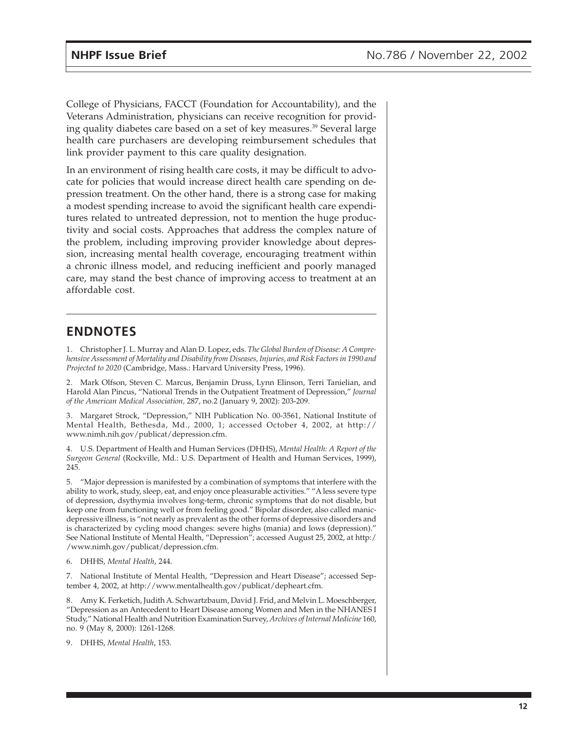College of Physicians, FACCT (Foundation for Accountability), and the Veterans Administration, physicians can receive recognition for providing quality diabetes care based on a set of key measures.[39] Several large health care purchasers are developing reimbursement schedules that link provider payment to this care quality designation.

In an environment of rising health care costs, it may be difficult to advocate for policies that would increase direct health care spending on depression treatment. On the other hand, there is a strong case for making a modest spending increase to avoid the significant health care expenditures related to untreated depression, not to mention the huge productivity and social costs. Approaches that address the complex nature of the problem, including improving provider knowledge about depression, increasing mental health coverage, encouraging treatment within a chronic illness model, and reducing inefficient and poorly managed care, may stand the best chance of improving access to treatment at an affordable cost.

## ENDNOTES

1. Christopher J. L. Murray and Alan D. Lopez, eds. *The Global Burden of Disease: A Comprehensive Assessment of Mortality and Disability from Diseases, Injuries, and Risk Factors in 1990 and Projected to 2020* (Cambridge, Mass.: Harvard University Press, 1996).

2. Mark Olfson, Steven C. Marcus, Benjamin Druss, Lynn Elinson, Terri Tanielian, and Harold Alan Pincus, "National Trends in the Outpatient Treatment of Depression," *Journal of the American Medical Association,* 287, no.2 (January 9, 2002): 203-209.

3. Margaret Strock, "Depression," NIH Publication No. 00-3561, National Institute of Mental Health, Bethesda, Md., 2000, 1; accessed October 4, 2002, at http://www.nimh.nih.gov/publicat/depression.cfm.

4. U.S. Department of Health and Human Services (DHHS), *Mental Health: A Report of the Surgeon General* (Rockville, Md.: U.S. Department of Health and Human Services, 1999), 245.

5. "Major depression is manifested by a combination of symptoms that interfere with the ability to work, study, sleep, eat, and enjoy once pleasurable activities." "A less severe type of depression, dsythymia involves long-term, chronic symptoms that do not disable, but keep one from functioning well or from feeling good." Bipolar disorder, also called manic-depressive illness, is "not nearly as prevalent as the other forms of depressive disorders and is characterized by cycling mood changes: severe highs (mania) and lows (depression)." See National Institute of Mental Health, "Depression"; accessed August 25, 2002, at http://www.nimh.gov/publicat/depression.cfm.

6. DHHS, *Mental Health*, 244.

7. National Institute of Mental Health, "Depression and Heart Disease"; accessed September 4, 2002, at http://www.mentalhealth.gov/publicat/depheart.cfm.

8. Amy K. Ferketich, Judith A. Schwartzbaum, David J. Frid, and Melvin L. Moeschberger, "Depression as an Antecedent to Heart Disease among Women and Men in the NHANES I Study," National Health and Nutrition Examination Survey, *Archives of Internal Medicine* 160, no. 9 (May 8, 2000): 1261-1268.

9. DHHS, *Mental Health*, 153.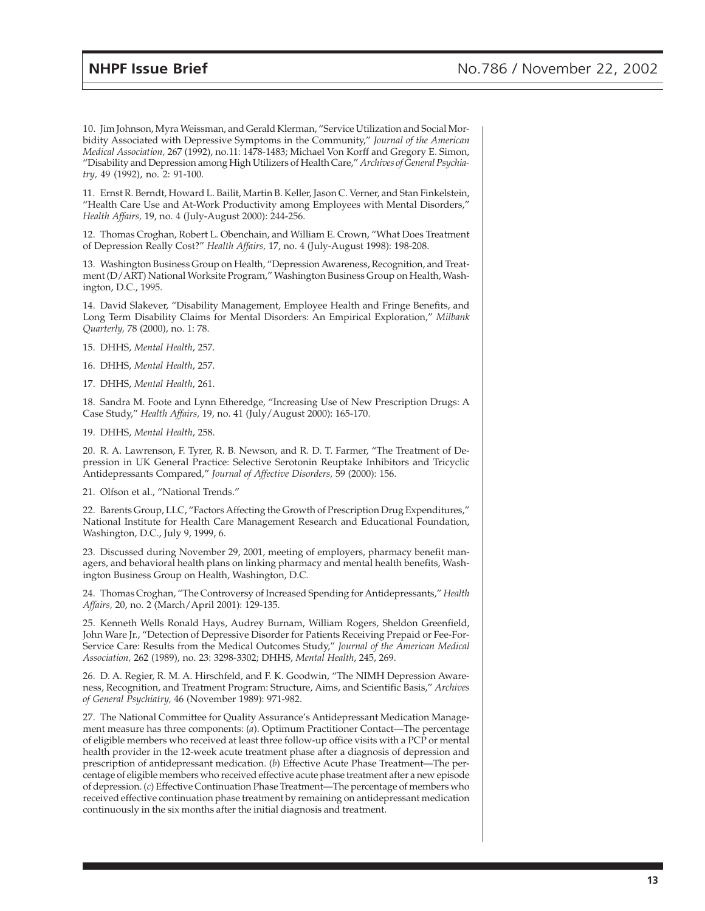10. Jim Johnson, Myra Weissman, and Gerald Klerman, "Service Utilization and Social Morbidity Associated with Depressive Symptoms in the Community," *Journal of the American Medical Association,* 267 (1992), no.11: 1478-1483; Michael Von Korff and Gregory E. Simon, "Disability and Depression among High Utilizers of Health Care," *Archives of General Psychiatry,* 49 (1992), no. 2: 91-100.

11. Ernst R. Berndt, Howard L. Bailit, Martin B. Keller, Jason C. Verner, and Stan Finkelstein, "Health Care Use and At-Work Productivity among Employees with Mental Disorders," *Health Affairs,* 19, no. 4 (July-August 2000): 244-256.

12. Thomas Croghan, Robert L. Obenchain, and William E. Crown, "What Does Treatment of Depression Really Cost?" *Health Affairs,* 17, no. 4 (July-August 1998): 198-208.

13. Washington Business Group on Health, "Depression Awareness, Recognition, and Treatment (D/ART) National Worksite Program," Washington Business Group on Health, Washington, D.C., 1995.

14. David Slakever, "Disability Management, Employee Health and Fringe Benefits, and Long Term Disability Claims for Mental Disorders: An Empirical Exploration," *Milbank Quarterly,* 78 (2000), no. 1: 78.

15. DHHS, *Mental Health*, 257.

16. DHHS, *Mental Health*, 257.

17. DHHS, *Mental Health*, 261.

18. Sandra M. Foote and Lynn Etheredge, "Increasing Use of New Prescription Drugs: A Case Study," *Health Affairs,* 19, no. 41 (July/August 2000): 165-170.

19. DHHS, *Mental Health*, 258.

20. R. A. Lawrenson, F. Tyrer, R. B. Newson, and R. D. T. Farmer, "The Treatment of Depression in UK General Practice: Selective Serotonin Reuptake Inhibitors and Tricyclic Antidepressants Compared," *Journal of Affective Disorders,* 59 (2000): 156.

21. Olfson et al., "National Trends."

22. Barents Group, LLC, "Factors Affecting the Growth of Prescription Drug Expenditures," National Institute for Health Care Management Research and Educational Foundation, Washington, D.C., July 9, 1999, 6.

23. Discussed during November 29, 2001, meeting of employers, pharmacy benefit managers, and behavioral health plans on linking pharmacy and mental health benefits, Washington Business Group on Health, Washington, D.C.

24. Thomas Croghan, "The Controversy of Increased Spending for Antidepressants," *Health Affairs,* 20, no. 2 (March/April 2001): 129-135.

25. Kenneth Wells Ronald Hays, Audrey Burnam, William Rogers, Sheldon Greenfield, John Ware Jr., "Detection of Depressive Disorder for Patients Receiving Prepaid or Fee-For-Service Care: Results from the Medical Outcomes Study," *Journal of the American Medical Association,* 262 (1989), no. 23: 3298-3302; DHHS, *Mental Health*, 245, 269.

26. D. A. Regier, R. M. A. Hirschfeld, and F. K. Goodwin, "The NIMH Depression Awareness, Recognition, and Treatment Program: Structure, Aims, and Scientific Basis," *Archives of General Psychiatry,* 46 (November 1989): 971-982.

27. The National Committee for Quality Assurance's Antidepressant Medication Management measure has three components: (*a*). Optimum Practitioner Contact—The percentage of eligible members who received at least three follow-up office visits with a PCP or mental health provider in the 12-week acute treatment phase after a diagnosis of depression and prescription of antidepressant medication. (*b*) Effective Acute Phase Treatment—The percentage of eligible members who received effective acute phase treatment after a new episode of depression. (*c*) Effective Continuation Phase Treatment—The percentage of members who received effective continuation phase treatment by remaining on antidepressant medication continuously in the six months after the initial diagnosis and treatment.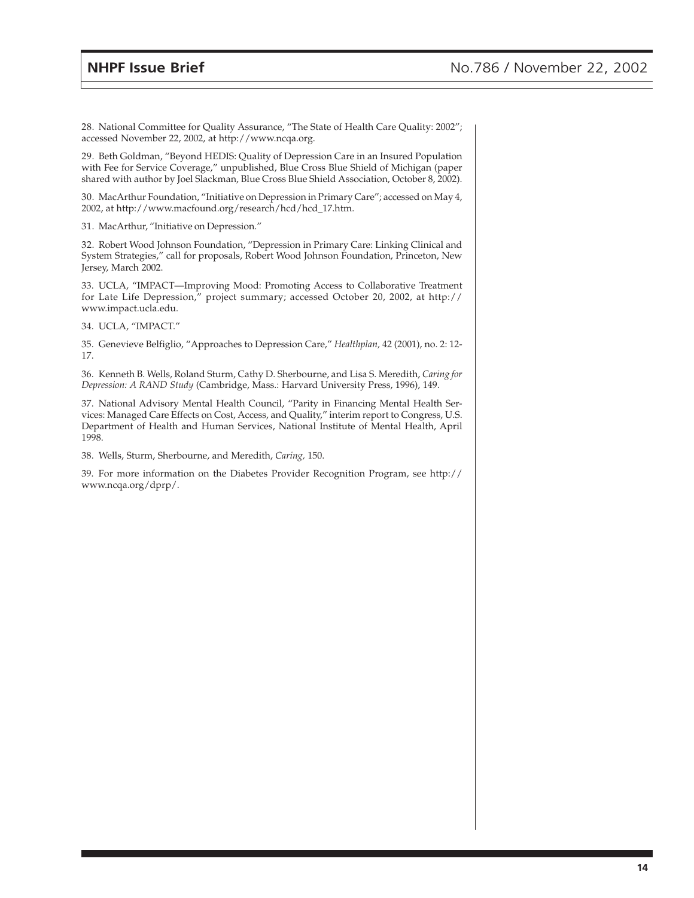28. National Committee for Quality Assurance, "The State of Health Care Quality: 2002"; accessed November 22, 2002, at http://www.ncqa.org.

29. Beth Goldman, "Beyond HEDIS: Quality of Depression Care in an Insured Population with Fee for Service Coverage," unpublished, Blue Cross Blue Shield of Michigan (paper shared with author by Joel Slackman, Blue Cross Blue Shield Association, October 8, 2002).

30. MacArthur Foundation, "Initiative on Depression in Primary Care"; accessed on May 4, 2002, at http://www.macfound.org/research/hcd/hcd_17.htm.

31. MacArthur, "Initiative on Depression."

32. Robert Wood Johnson Foundation, "Depression in Primary Care: Linking Clinical and System Strategies," call for proposals, Robert Wood Johnson Foundation, Princeton, New Jersey, March 2002.

33. UCLA, "IMPACT—Improving Mood: Promoting Access to Collaborative Treatment for Late Life Depression," project summary; accessed October 20, 2002, at http://www.impact.ucla.edu.

34. UCLA, "IMPACT."

35. Genevieve Belfiglio, "Approaches to Depression Care," *Healthplan,* 42 (2001), no. 2: 12-17.

36. Kenneth B. Wells, Roland Sturm, Cathy D. Sherbourne, and Lisa S. Meredith, *Caring for Depression: A RAND Study* (Cambridge, Mass.: Harvard University Press, 1996), 149.

37. National Advisory Mental Health Council, "Parity in Financing Mental Health Services: Managed Care Effects on Cost, Access, and Quality," interim report to Congress, U.S. Department of Health and Human Services, National Institute of Mental Health, April 1998.

38. Wells, Sturm, Sherbourne, and Meredith, *Caring,* 150.

39. For more information on the Diabetes Provider Recognition Program, see http://www.ncqa.org/dprp/.